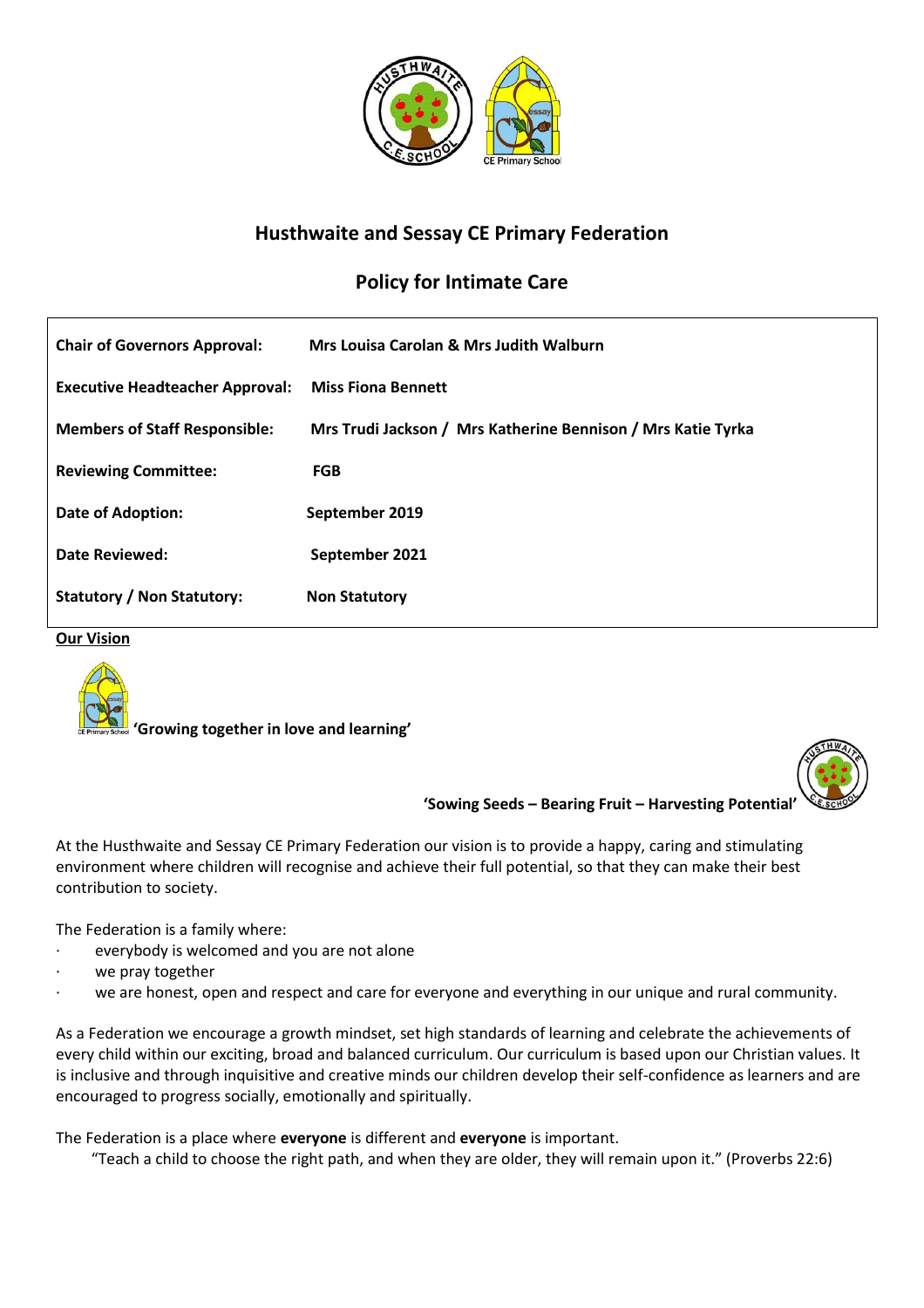# Husthwaite and Sessay CE Primary Federation

## Policy for Intimate Care

| | |
|---|---|
| **Chair of Governors Approval:** | **Mrs Louisa Carolan & Mrs Judith Walburn** |
| **Executive Headteacher Approval:** | **Miss Fiona Bennett** |
| **Members of Staff Responsible:** | **Mrs Trudi Jackson / Mrs Katherine Bennison / Mrs Katie Tyrka** |
| **Reviewing Committee:** | **FGB** |
| **Date of Adoption:** | **September 2019** |
| **Date Reviewed:** | **September 2021** |
| **Statutory / Non Statutory:** | **Non Statutory** |

**Our Vision**

**'Growing together in love and learning'**

**'Sowing Seeds – Bearing Fruit – Harvesting Potential'**

At the Husthwaite and Sessay CE Primary Federation our vision is to provide a happy, caring and stimulating environment where children will recognise and achieve their full potential, so that they can make their best contribution to society.

The Federation is a family where:

- everybody is welcomed and you are not alone
- we pray together
- we are honest, open and respect and care for everyone and everything in our unique and rural community.

As a Federation we encourage a growth mindset, set high standards of learning and celebrate the achievements of every child within our exciting, broad and balanced curriculum. Our curriculum is based upon our Christian values. It is inclusive and through inquisitive and creative minds our children develop their self-confidence as learners and are encouraged to progress socially, emotionally and spiritually.

The Federation is a place where **everyone** is different and **everyone** is important.

"Teach a child to choose the right path, and when they are older, they will remain upon it." (Proverbs 22:6)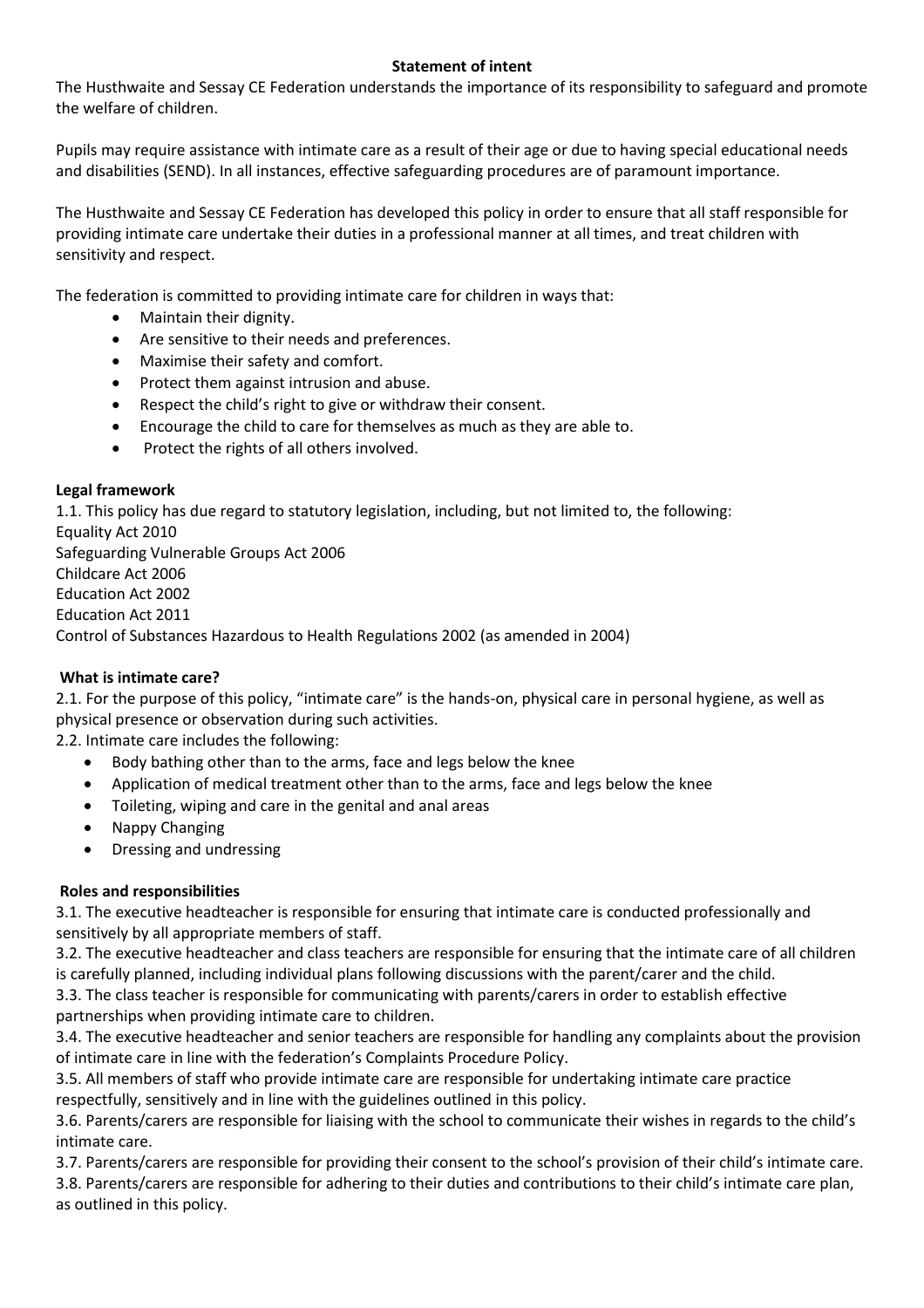## Statement of intent

The Husthwaite and Sessay CE Federation understands the importance of its responsibility to safeguard and promote the welfare of children.

Pupils may require assistance with intimate care as a result of their age or due to having special educational needs and disabilities (SEND). In all instances, effective safeguarding procedures are of paramount importance.

The Husthwaite and Sessay CE Federation has developed this policy in order to ensure that all staff responsible for providing intimate care undertake their duties in a professional manner at all times, and treat children with sensitivity and respect.

The federation is committed to providing intimate care for children in ways that:

- Maintain their dignity.
- Are sensitive to their needs and preferences.
- Maximise their safety and comfort.
- Protect them against intrusion and abuse.
- Respect the child's right to give or withdraw their consent.
- Encourage the child to care for themselves as much as they are able to.
- Protect the rights of all others involved.

## Legal framework

1.1. This policy has due regard to statutory legislation, including, but not limited to, the following:
Equality Act 2010
Safeguarding Vulnerable Groups Act 2006
Childcare Act 2006
Education Act 2002
Education Act 2011
Control of Substances Hazardous to Health Regulations 2002 (as amended in 2004)

## What is intimate care?

2.1. For the purpose of this policy, "intimate care" is the hands-on, physical care in personal hygiene, as well as physical presence or observation during such activities.

2.2. Intimate care includes the following:

- Body bathing other than to the arms, face and legs below the knee
- Application of medical treatment other than to the arms, face and legs below the knee
- Toileting, wiping and care in the genital and anal areas
- Nappy Changing
- Dressing and undressing

## Roles and responsibilities

3.1. The executive headteacher is responsible for ensuring that intimate care is conducted professionally and sensitively by all appropriate members of staff.

3.2. The executive headteacher and class teachers are responsible for ensuring that the intimate care of all children is carefully planned, including individual plans following discussions with the parent/carer and the child.

3.3. The class teacher is responsible for communicating with parents/carers in order to establish effective partnerships when providing intimate care to children.

3.4. The executive headteacher and senior teachers are responsible for handling any complaints about the provision of intimate care in line with the federation's Complaints Procedure Policy.

3.5. All members of staff who provide intimate care are responsible for undertaking intimate care practice respectfully, sensitively and in line with the guidelines outlined in this policy.

3.6. Parents/carers are responsible for liaising with the school to communicate their wishes in regards to the child's intimate care.

3.7. Parents/carers are responsible for providing their consent to the school's provision of their child's intimate care.

3.8. Parents/carers are responsible for adhering to their duties and contributions to their child's intimate care plan, as outlined in this policy.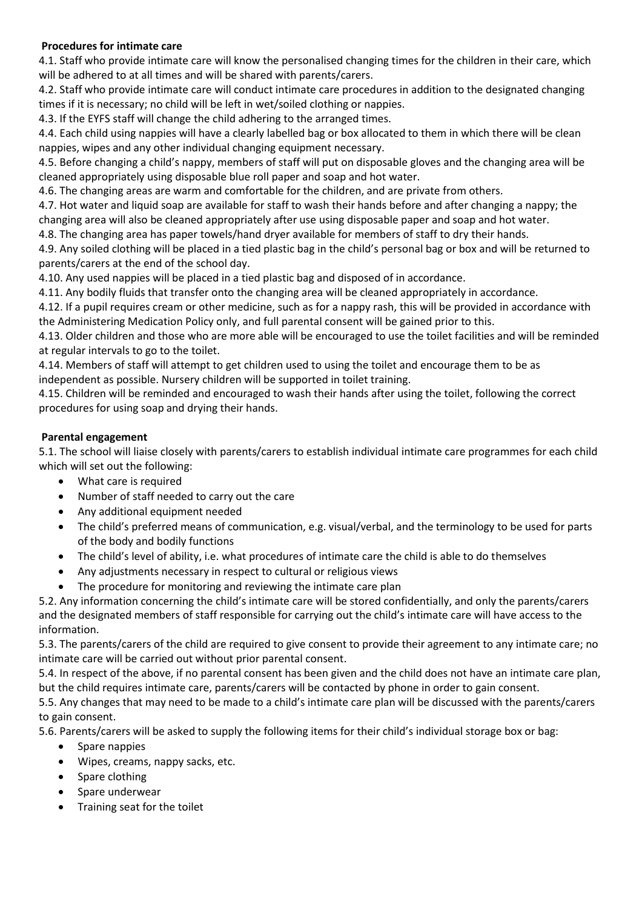**Procedures for intimate care**

4.1. Staff who provide intimate care will know the personalised changing times for the children in their care, which will be adhered to at all times and will be shared with parents/carers.

4.2. Staff who provide intimate care will conduct intimate care procedures in addition to the designated changing times if it is necessary; no child will be left in wet/soiled clothing or nappies.

4.3. If the EYFS staff will change the child adhering to the arranged times.

4.4. Each child using nappies will have a clearly labelled bag or box allocated to them in which there will be clean nappies, wipes and any other individual changing equipment necessary.

4.5. Before changing a child's nappy, members of staff will put on disposable gloves and the changing area will be cleaned appropriately using disposable blue roll paper and soap and hot water.

4.6. The changing areas are warm and comfortable for the children, and are private from others.

4.7. Hot water and liquid soap are available for staff to wash their hands before and after changing a nappy; the changing area will also be cleaned appropriately after use using disposable paper and soap and hot water.

4.8. The changing area has paper towels/hand dryer available for members of staff to dry their hands.

4.9. Any soiled clothing will be placed in a tied plastic bag in the child's personal bag or box and will be returned to parents/carers at the end of the school day.

4.10. Any used nappies will be placed in a tied plastic bag and disposed of in accordance.

4.11. Any bodily fluids that transfer onto the changing area will be cleaned appropriately in accordance.

4.12. If a pupil requires cream or other medicine, such as for a nappy rash, this will be provided in accordance with the Administering Medication Policy only, and full parental consent will be gained prior to this.

4.13. Older children and those who are more able will be encouraged to use the toilet facilities and will be reminded at regular intervals to go to the toilet.

4.14. Members of staff will attempt to get children used to using the toilet and encourage them to be as independent as possible. Nursery children will be supported in toilet training.

4.15. Children will be reminded and encouraged to wash their hands after using the toilet, following the correct procedures for using soap and drying their hands.

**Parental engagement**

5.1. The school will liaise closely with parents/carers to establish individual intimate care programmes for each child which will set out the following:

- What care is required
- Number of staff needed to carry out the care
- Any additional equipment needed
- The child's preferred means of communication, e.g. visual/verbal, and the terminology to be used for parts of the body and bodily functions
- The child's level of ability, i.e. what procedures of intimate care the child is able to do themselves
- Any adjustments necessary in respect to cultural or religious views
- The procedure for monitoring and reviewing the intimate care plan

5.2. Any information concerning the child's intimate care will be stored confidentially, and only the parents/carers and the designated members of staff responsible for carrying out the child's intimate care will have access to the information.

5.3. The parents/carers of the child are required to give consent to provide their agreement to any intimate care; no intimate care will be carried out without prior parental consent.

5.4. In respect of the above, if no parental consent has been given and the child does not have an intimate care plan, but the child requires intimate care, parents/carers will be contacted by phone in order to gain consent.

5.5. Any changes that may need to be made to a child's intimate care plan will be discussed with the parents/carers to gain consent.

5.6. Parents/carers will be asked to supply the following items for their child's individual storage box or bag:

- Spare nappies
- Wipes, creams, nappy sacks, etc.
- Spare clothing
- Spare underwear
- Training seat for the toilet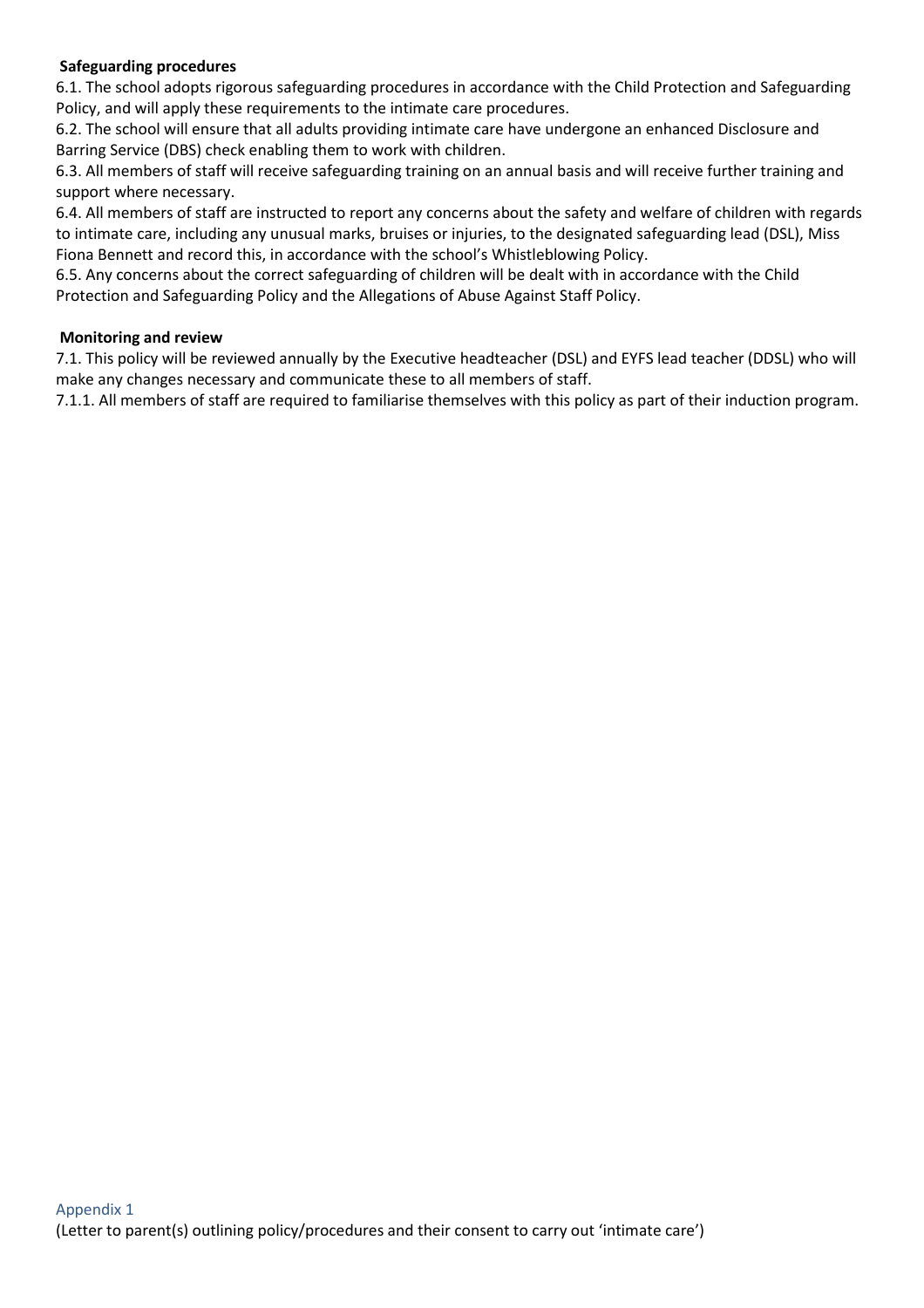## Safeguarding procedures

6.1. The school adopts rigorous safeguarding procedures in accordance with the Child Protection and Safeguarding Policy, and will apply these requirements to the intimate care procedures.

6.2. The school will ensure that all adults providing intimate care have undergone an enhanced Disclosure and Barring Service (DBS) check enabling them to work with children.

6.3. All members of staff will receive safeguarding training on an annual basis and will receive further training and support where necessary.

6.4. All members of staff are instructed to report any concerns about the safety and welfare of children with regards to intimate care, including any unusual marks, bruises or injuries, to the designated safeguarding lead (DSL), Miss Fiona Bennett and record this, in accordance with the school's Whistleblowing Policy.

6.5. Any concerns about the correct safeguarding of children will be dealt with in accordance with the Child Protection and Safeguarding Policy and the Allegations of Abuse Against Staff Policy.

## Monitoring and review

7.1. This policy will be reviewed annually by the Executive headteacher (DSL) and EYFS lead teacher (DDSL) who will make any changes necessary and communicate these to all members of staff.

7.1.1. All members of staff are required to familiarise themselves with this policy as part of their induction program.

## Appendix 1

(Letter to parent(s) outlining policy/procedures and their consent to carry out 'intimate care')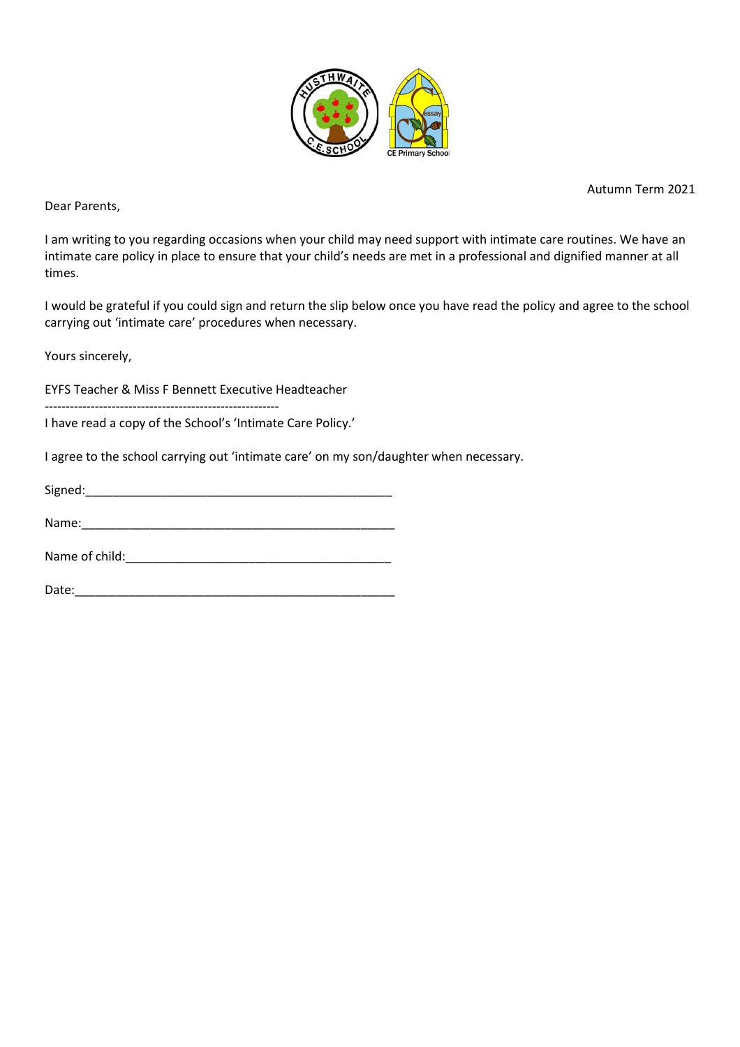Autumn Term 2021

Dear Parents,

I am writing to you regarding occasions when your child may need support with intimate care routines. We have an intimate care policy in place to ensure that your child's needs are met in a professional and dignified manner at all times.

I would be grateful if you could sign and return the slip below once you have read the policy and agree to the school carrying out 'intimate care' procedures when necessary.

Yours sincerely,

EYFS Teacher & Miss F Bennett Executive Headteacher

--------------------------------------------------------

I have read a copy of the School's 'Intimate Care Policy.'

I agree to the school carrying out 'intimate care' on my son/daughter when necessary.

Signed:_______________________________________________

Name:_________________________________________________

Name of child:_________________________________________

Date:__________________________________________________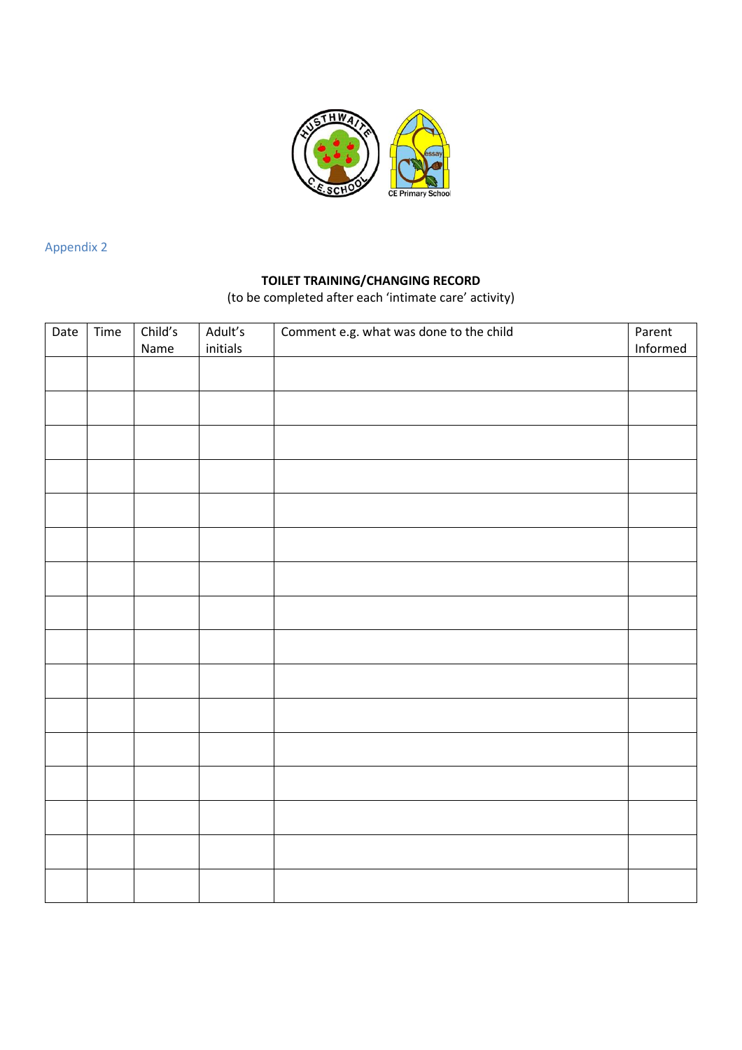Appendix 2

**TOILET TRAINING/CHANGING RECORD**
(to be completed after each 'intimate care' activity)

| Date | Time | Child's Name | Adult's initials | Comment e.g. what was done to the child | Parent Informed |
|---|---|---|---|---|---|
| | | | | | |
| | | | | | |
| | | | | | |
| | | | | | |
| | | | | | |
| | | | | | |
| | | | | | |
| | | | | | |
| | | | | | |
| | | | | | |
| | | | | | |
| | | | | | |
| | | | | | |
| | | | | | |
| | | | | | |
| | | | | | |